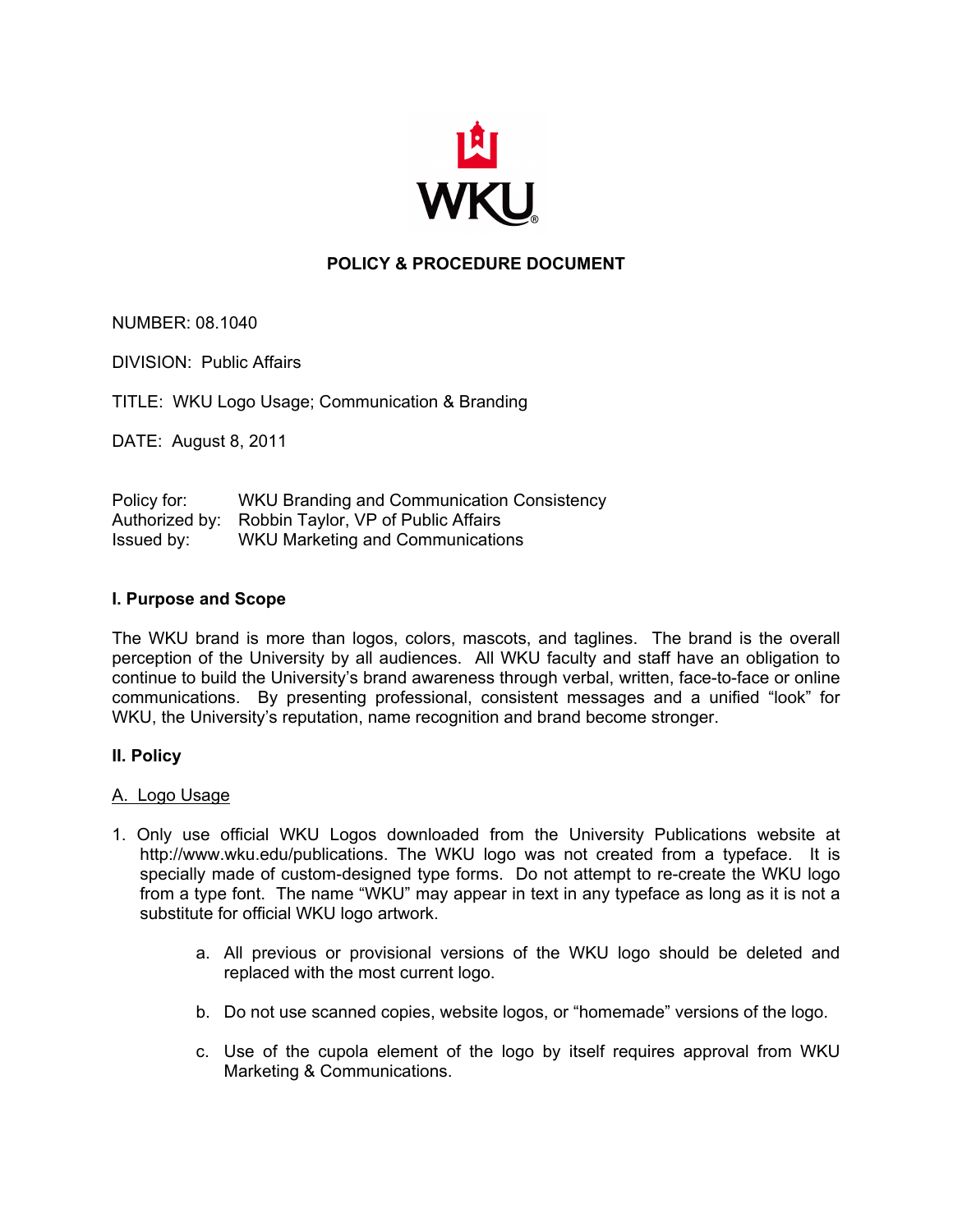# POLICY & PROCEDURE DOCUMENT

NUMBER: 08.1040

DIVISION: Public Affairs

TITLE: WKU Logo Usage; Communication & Branding

DATE: August 8, 2011

Policy for: WKU Branding and Communication Consistency
Authorized by: Robbin Taylor, VP of Public Affairs
Issued by: WKU Marketing and Communications

## I. Purpose and Scope

The WKU brand is more than logos, colors, mascots, and taglines. The brand is the overall perception of the University by all audiences. All WKU faculty and staff have an obligation to continue to build the University's brand awareness through verbal, written, face-to-face or online communications. By presenting professional, consistent messages and a unified "look" for WKU, the University's reputation, name recognition and brand become stronger.

## II. Policy

### A. Logo Usage

1. Only use official WKU Logos downloaded from the University Publications website at http://www.wku.edu/publications. The WKU logo was not created from a typeface. It is specially made of custom-designed type forms. Do not attempt to re-create the WKU logo from a type font. The name "WKU" may appear in text in any typeface as long as it is not a substitute for official WKU logo artwork.

   a. All previous or provisional versions of the WKU logo should be deleted and replaced with the most current logo.

   b. Do not use scanned copies, website logos, or "homemade" versions of the logo.

   c. Use of the cupola element of the logo by itself requires approval from WKU Marketing & Communications.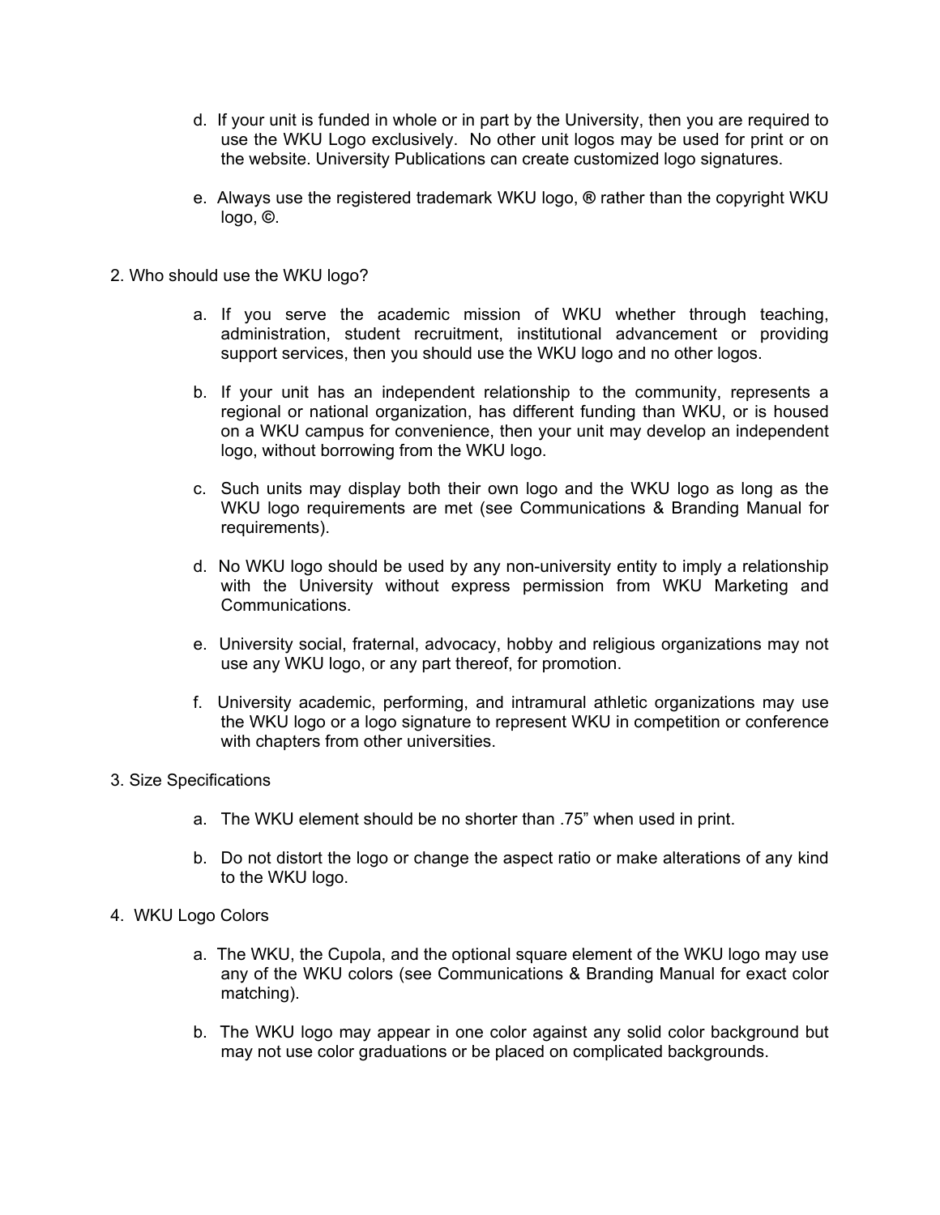d. If your unit is funded in whole or in part by the University, then you are required to use the WKU Logo exclusively. No other unit logos may be used for print or on the website. University Publications can create customized logo signatures.

e. Always use the registered trademark WKU logo, ® rather than the copyright WKU logo, ©.

2. Who should use the WKU logo?

a. If you serve the academic mission of WKU whether through teaching, administration, student recruitment, institutional advancement or providing support services, then you should use the WKU logo and no other logos.

b. If your unit has an independent relationship to the community, represents a regional or national organization, has different funding than WKU, or is housed on a WKU campus for convenience, then your unit may develop an independent logo, without borrowing from the WKU logo.

c. Such units may display both their own logo and the WKU logo as long as the WKU logo requirements are met (see Communications & Branding Manual for requirements).

d. No WKU logo should be used by any non-university entity to imply a relationship with the University without express permission from WKU Marketing and Communications.

e. University social, fraternal, advocacy, hobby and religious organizations may not use any WKU logo, or any part thereof, for promotion.

f. University academic, performing, and intramural athletic organizations may use the WKU logo or a logo signature to represent WKU in competition or conference with chapters from other universities.

3. Size Specifications

a. The WKU element should be no shorter than .75" when used in print.

b. Do not distort the logo or change the aspect ratio or make alterations of any kind to the WKU logo.

4. WKU Logo Colors

a. The WKU, the Cupola, and the optional square element of the WKU logo may use any of the WKU colors (see Communications & Branding Manual for exact color matching).

b. The WKU logo may appear in one color against any solid color background but may not use color graduations or be placed on complicated backgrounds.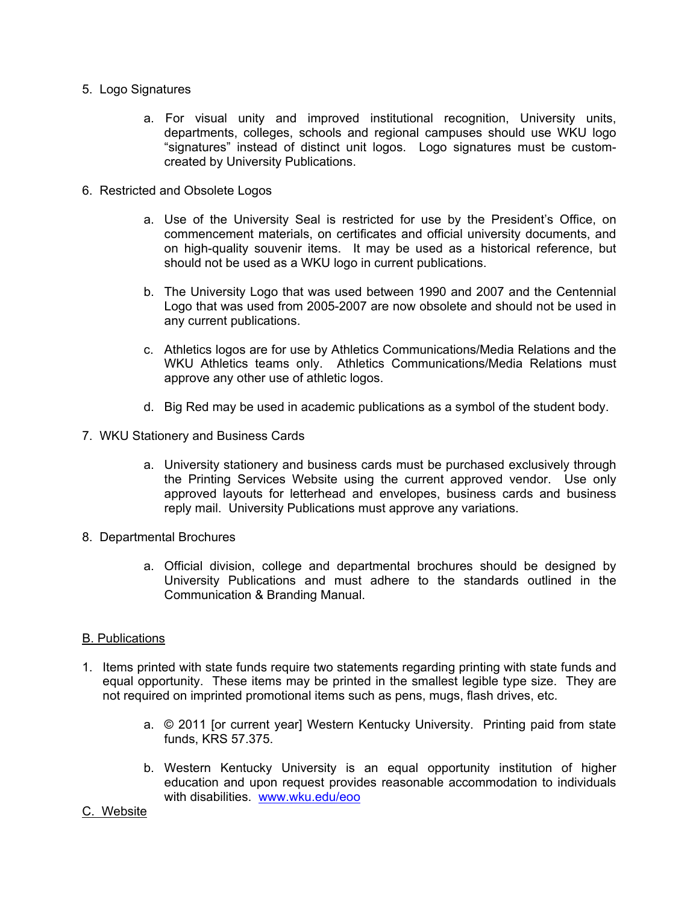5. Logo Signatures

    a. For visual unity and improved institutional recognition, University units, departments, colleges, schools and regional campuses should use WKU logo "signatures" instead of distinct unit logos. Logo signatures must be custom-created by University Publications.

6. Restricted and Obsolete Logos

    a. Use of the University Seal is restricted for use by the President's Office, on commencement materials, on certificates and official university documents, and on high-quality souvenir items. It may be used as a historical reference, but should not be used as a WKU logo in current publications.

    b. The University Logo that was used between 1990 and 2007 and the Centennial Logo that was used from 2005-2007 are now obsolete and should not be used in any current publications.

    c. Athletics logos are for use by Athletics Communications/Media Relations and the WKU Athletics teams only. Athletics Communications/Media Relations must approve any other use of athletic logos.

    d. Big Red may be used in academic publications as a symbol of the student body.

7. WKU Stationery and Business Cards

    a. University stationery and business cards must be purchased exclusively through the Printing Services Website using the current approved vendor. Use only approved layouts for letterhead and envelopes, business cards and business reply mail. University Publications must approve any variations.

8. Departmental Brochures

    a. Official division, college and departmental brochures should be designed by University Publications and must adhere to the standards outlined in the Communication & Branding Manual.

<u>B. Publications</u>

1. Items printed with state funds require two statements regarding printing with state funds and equal opportunity. These items may be printed in the smallest legible type size. They are not required on imprinted promotional items such as pens, mugs, flash drives, etc.

    a. © 2011 [or current year] Western Kentucky University. Printing paid from state funds, KRS 57.375.

    b. Western Kentucky University is an equal opportunity institution of higher education and upon request provides reasonable accommodation to individuals with disabilities. [www.wku.edu/eoo](http://www.wku.edu/eoo)

<u>C. Website</u>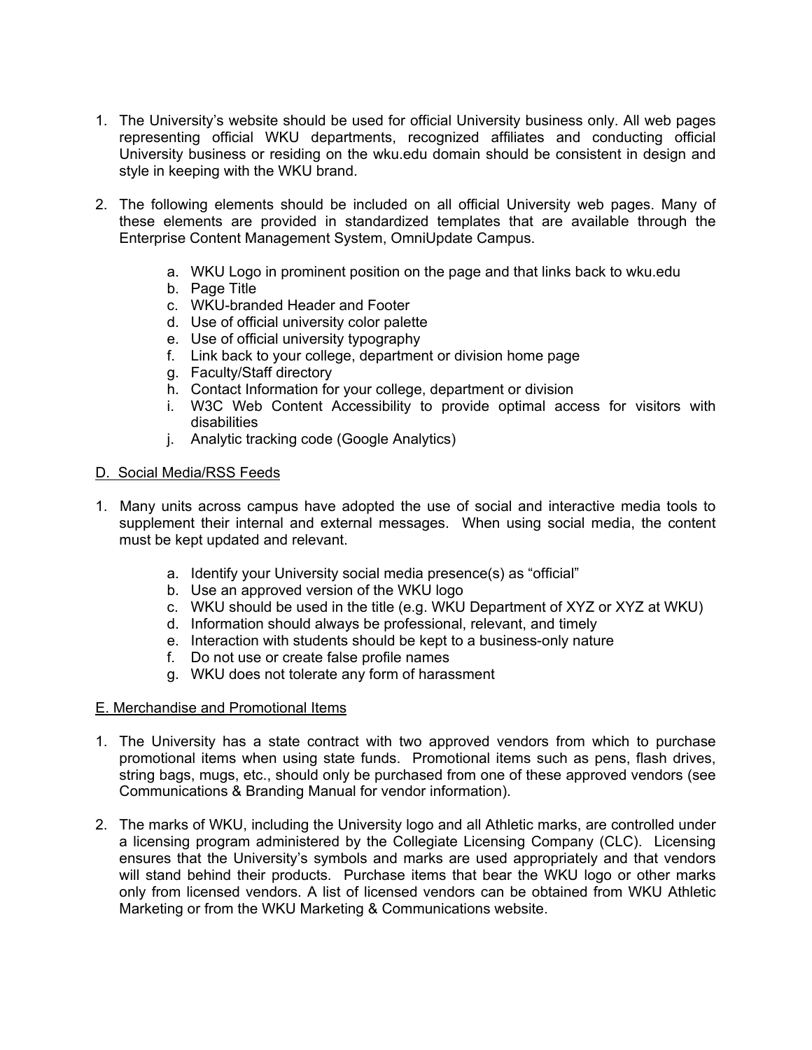1. The University's website should be used for official University business only. All web pages representing official WKU departments, recognized affiliates and conducting official University business or residing on the wku.edu domain should be consistent in design and style in keeping with the WKU brand.

2. The following elements should be included on all official University web pages. Many of these elements are provided in standardized templates that are available through the Enterprise Content Management System, OmniUpdate Campus.

    a. WKU Logo in prominent position on the page and that links back to wku.edu
    b. Page Title
    c. WKU-branded Header and Footer
    d. Use of official university color palette
    e. Use of official university typography
    f. Link back to your college, department or division home page
    g. Faculty/Staff directory
    h. Contact Information for your college, department or division
    i. W3C Web Content Accessibility to provide optimal access for visitors with disabilities
    j. Analytic tracking code (Google Analytics)

<u>D. Social Media/RSS Feeds</u>

1. Many units across campus have adopted the use of social and interactive media tools to supplement their internal and external messages. When using social media, the content must be kept updated and relevant.

    a. Identify your University social media presence(s) as "official"
    b. Use an approved version of the WKU logo
    c. WKU should be used in the title (e.g. WKU Department of XYZ or XYZ at WKU)
    d. Information should always be professional, relevant, and timely
    e. Interaction with students should be kept to a business-only nature
    f. Do not use or create false profile names
    g. WKU does not tolerate any form of harassment

<u>E. Merchandise and Promotional Items</u>

1. The University has a state contract with two approved vendors from which to purchase promotional items when using state funds. Promotional items such as pens, flash drives, string bags, mugs, etc., should only be purchased from one of these approved vendors (see Communications & Branding Manual for vendor information).

2. The marks of WKU, including the University logo and all Athletic marks, are controlled under a licensing program administered by the Collegiate Licensing Company (CLC). Licensing ensures that the University's symbols and marks are used appropriately and that vendors will stand behind their products. Purchase items that bear the WKU logo or other marks only from licensed vendors. A list of licensed vendors can be obtained from WKU Athletic Marketing or from the WKU Marketing & Communications website.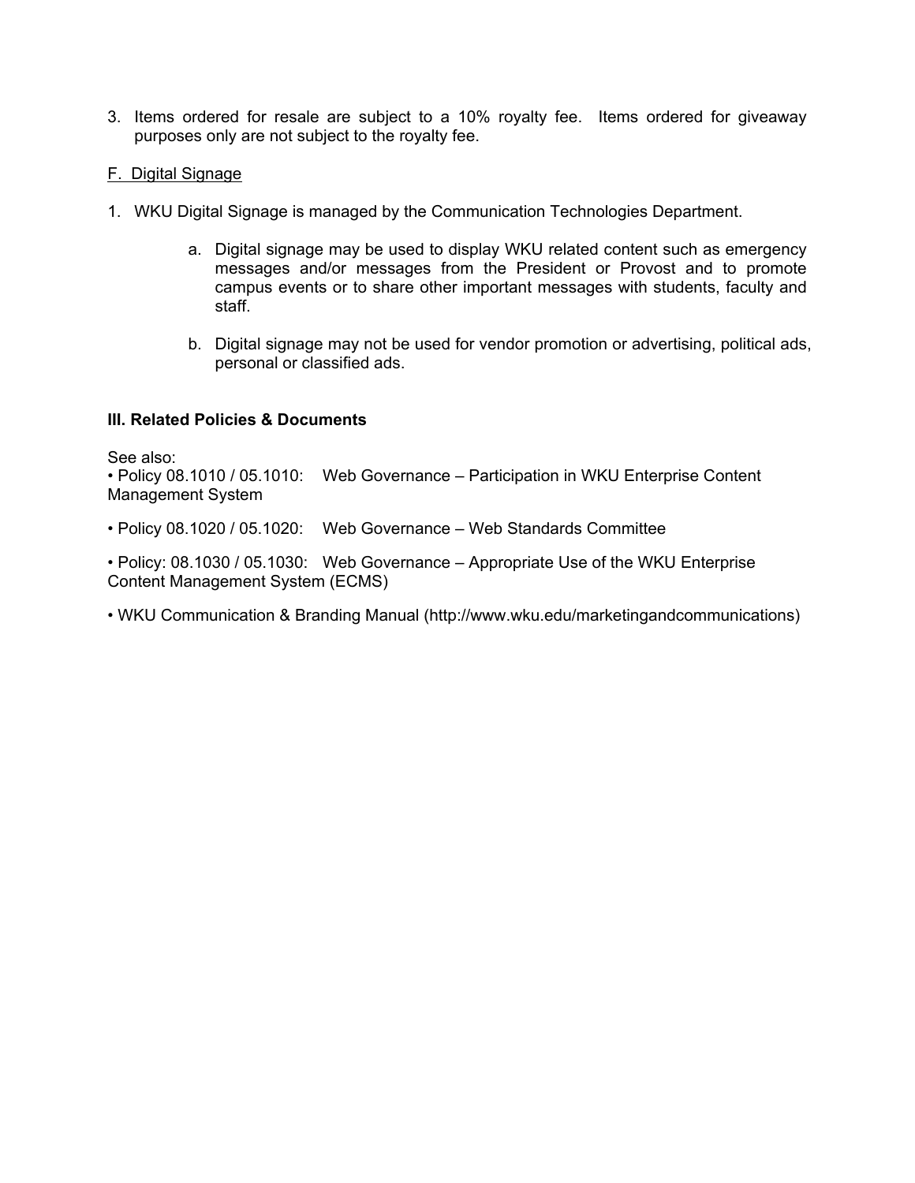3. Items ordered for resale are subject to a 10% royalty fee. Items ordered for giveaway purposes only are not subject to the royalty fee.

F. Digital Signage

1. WKU Digital Signage is managed by the Communication Technologies Department.

   a. Digital signage may be used to display WKU related content such as emergency messages and/or messages from the President or Provost and to promote campus events or to share other important messages with students, faculty and staff.

   b. Digital signage may not be used for vendor promotion or advertising, political ads, personal or classified ads.

**III. Related Policies & Documents**

See also:

• Policy 08.1010 / 05.1010: Web Governance – Participation in WKU Enterprise Content Management System

• Policy 08.1020 / 05.1020: Web Governance – Web Standards Committee

• Policy: 08.1030 / 05.1030: Web Governance – Appropriate Use of the WKU Enterprise Content Management System (ECMS)

• WKU Communication & Branding Manual (http://www.wku.edu/marketingandcommunications)